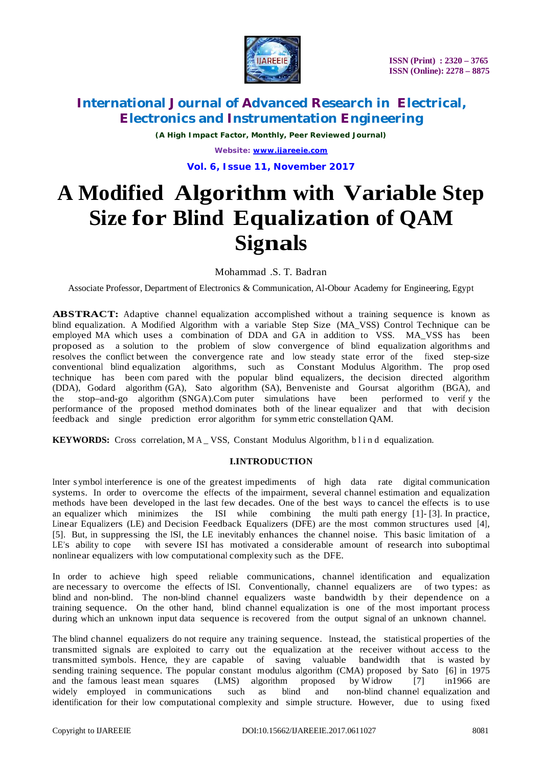# A Modified Algorithm with Variable Step Size for Blind Equalization of QAM Signals

Mohammad .S. T. Badran

Associate Professor, Department of Electronics & Communication, Al-Obour Academy for Engineering, Egypt

**ABSTRACT:** Adaptive channel equalization accomplished without a training sequence is known as blind equalization. A Modified Algorithm with a variable Step Size (MA_VSS) Control Technique can be employed MA which uses a combination of DDA and GA in addition to VSS. MA_VSS has been proposed as a solution to the problem of slow convergence of blind equalization algorithms and resolves the conflict between the convergence rate and low steady state error of the fixed step-size conventional blind equalization algorithms, such as Constant Modulus Algorithm. The proposed technique has been compared with the popular blind equalizers, the decision directed algorithm (DDA), Godard algorithm (GA), Sato algorithm (SA), Benveniste and Goursat algorithm (BGA), and the stop–and-go algorithm (SNGA).Computer simulations have been performed to verify the performance of the proposed method dominates both of the linear equalizer and that with decision feedback and single prediction error algorithm for symmetric constellation QAM.

**KEYWORDS:** Cross correlation, MA _ VSS, Constant Modulus Algorithm, blind equalization.

## I.INTRODUCTION

Inter symbol interference is one of the greatest impediments of high data rate digital communication systems. In order to overcome the effects of the impairment, several channel estimation and equalization methods have been developed in the last few decades. One of the best ways to cancel the effects is to use an equalizer which minimizes the ISI while combining the multi path energy [1]- [3]. In practice, Linear Equalizers (LE) and Decision Feedback Equalizers (DFE) are the most common structures used [4], [5]. But, in suppressing the ISI, the LE inevitably enhances the channel noise. This basic limitation of a LE's ability to cope with severe ISI has motivated a considerable amount of research into suboptimal nonlinear equalizers with low computational complexity such as the DFE.

In order to achieve high speed reliable communications, channel identification and equalization are necessary to overcome the effects of ISI. Conventionally, channel equalizers are of two types: as blind and non-blind. The non-blind channel equalizers waste bandwidth by their dependence on a training sequence. On the other hand, blind channel equalization is one of the most important process during which an unknown input data sequence is recovered from the output signal of an unknown channel.

The blind channel equalizers do not require any training sequence. Instead, the statistical properties of the transmitted signals are exploited to carry out the equalization at the receiver without access to the transmitted symbols. Hence, they are capable of saving valuable bandwidth that is wasted by sending training sequence. The popular constant modulus algorithm (CMA) proposed by Sato [6] in 1975 and the famous least mean squares (LMS) algorithm proposed by Widrow [7] in1966 are widely employed in communications such as blind and non-blind channel equalization and identification for their low computational complexity and simple structure. However, due to using fixed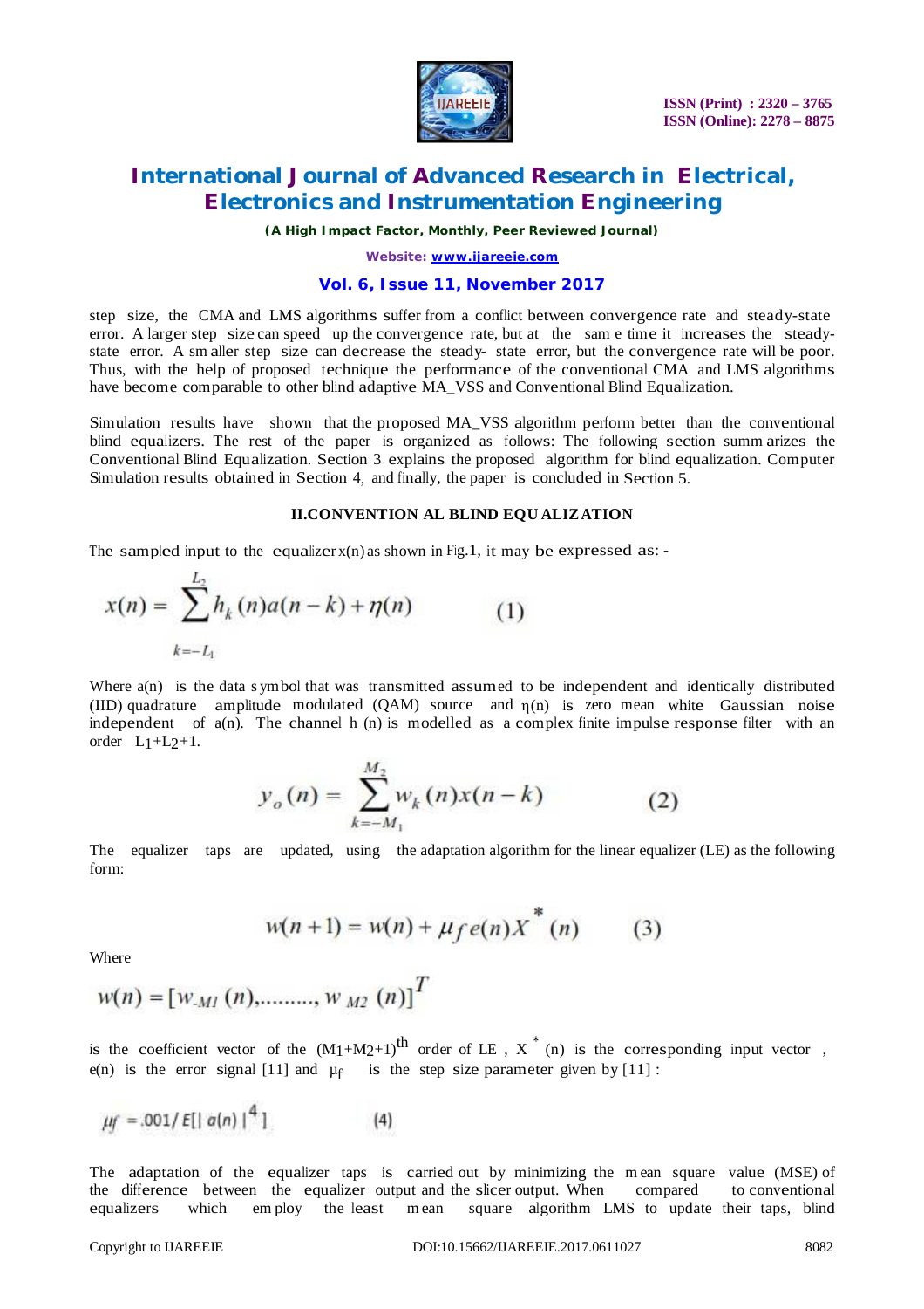step size, the CMA and LMS algorithms suffer from a conflict between convergence rate and steady-state error. A larger step size can speed up the convergence rate, but at the same time it increases the steady-state error. A smaller step size can decrease the steady- state error, but the convergence rate will be poor. Thus, with the help of proposed technique the performance of the conventional CMA and LMS algorithms have become comparable to other blind adaptive MA_VSS and Conventional Blind Equalization.

Simulation results have shown that the proposed MA_VSS algorithm perform better than the conventional blind equalizers. The rest of the paper is organized as follows: The following section summarizes the Conventional Blind Equalization. Section 3 explains the proposed algorithm for blind equalization. Computer Simulation results obtained in Section 4, and finally, the paper is concluded in Section 5.

## II.CONVENTIONAL BLIND EQUALIZATION

The sampled input to the equalizer x(n) as shown in Fig.1, it may be expressed as: -

$$x(n) = \sum_{k=-L_1}^{L_2} h_k(n)a(n-k) + \eta(n) \qquad (1)$$

Where a(n) is the data symbol that was transmitted assumed to be independent and identically distributed (IID) quadrature amplitude modulated (QAM) source and $\eta(n)$ is zero mean white Gaussian noise independent of a(n). The channel h (n) is modelled as a complex finite impulse response filter with an order $L_1+L_2+1$.

$$y_o(n) = \sum_{k=-M_1}^{M_2} w_k(n)x(n-k) \qquad (2)$$

The equalizer taps are updated, using the adaptation algorithm for the linear equalizer (LE) as the following form:

$$w(n+1) = w(n) + \mu_f e(n) X^*(n) \qquad (3)$$

Where

$$w(n) = [w_{-M1}(n), \ldots\ldots\ldots, w_{M2}(n)]^T$$

is the coefficient vector of the $(M_1+M_2+1)^{th}$ order of LE , $X^*(n)$ is the corresponding input vector , e(n) is the error signal [11] and $\mu_f$ is the step size parameter given by [11] :

$$\mu_f = .001/E[|a(n)|^4] \qquad (4)$$

The adaptation of the equalizer taps is carried out by minimizing the mean square value (MSE) of the difference between the equalizer output and the slicer output. When compared to conventional equalizers which employ the least mean square algorithm LMS to update their taps, blind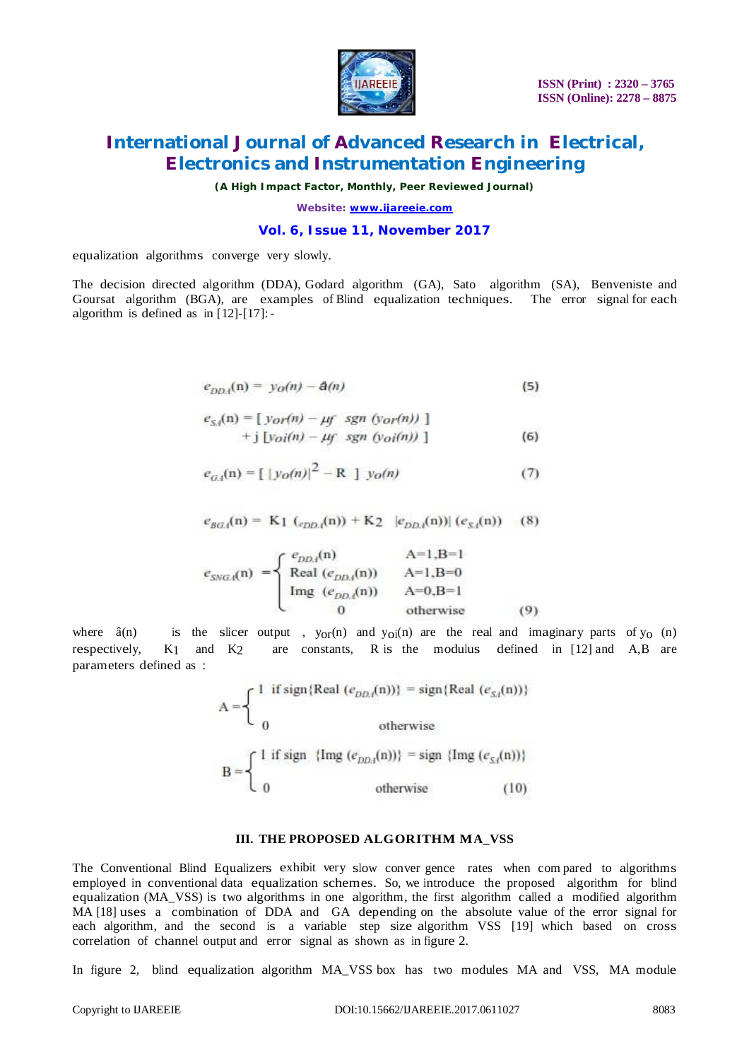equalization algorithms converge very slowly.

The decision directed algorithm (DDA), Godard algorithm (GA), Sato algorithm (SA), Benveniste and Goursat algorithm (BGA), are examples of Blind equalization techniques. The error signal for each algorithm is defined as in [12]-[17]: -

$$e_{DDA}(n) = y_O(n) - \hat{a}(n) \tag{5}$$

$$e_{SA}(n) = [\, y_{Or}(n) - \mu_f \ \ sgn\, (y_{Or}(n)) \,] + j\, [y_{Oi}(n) - \mu_f \ \ sgn\, (y_{Oi}(n)) \,] \tag{6}$$

$$e_{GA}(n) = [\, |y_O(n)|^2 - R \,] \ y_O(n) \tag{7}$$

$$e_{BGA}(n) = K1 \ (e_{DDA}(n)) + K2 \ \ |e_{DDA}(n))| \ (e_{SA}(n)) \tag{8}$$

$$e_{SNGA}(n) = \begin{cases} e_{DDA}(n) & A=1, B=1 \\ Real\ (e_{DDA}(n)) & A=1, B=0 \\ Img\ (e_{DDA}(n)) & A=0, B=1 \\ 0 & otherwise \end{cases} \tag{9}$$

where $\hat{a}(n)$ is the slicer output , $y_{Or}(n)$ and $y_{Oi}(n)$ are the real and imaginary parts of $y_O$ (n) respectively, K1 and K2 are constants, R is the modulus defined in [12] and A,B are parameters defined as :

$$A = \begin{cases} 1 \ \text{if sign}\{Real\ (e_{DDA}(n))\} = \text{sign}\{Real\ (e_{SA}(n))\} \\ 0 \qquad \text{otherwise} \end{cases}$$

$$B = \begin{cases} 1 \ \text{if sign}\ \{Img\ (e_{DDA}(n))\} = \text{sign}\ \{Img\ (e_{SA}(n))\} \\ 0 \qquad \text{otherwise} \end{cases} \tag{10}$$

## III. THE PROPOSED ALGORITHM MA_VSS

The Conventional Blind Equalizers exhibit very slow convergence rates when compared to algorithms employed in conventional data equalization schemes. So, we introduce the proposed algorithm for blind equalization (MA_VSS) is two algorithms in one algorithm, the first algorithm called a modified algorithm MA [18] uses a combination of DDA and GA depending on the absolute value of the error signal for each algorithm, and the second is a variable step size algorithm VSS [19] which based on cross correlation of channel output and error signal as shown as in figure 2.

In figure 2, blind equalization algorithm MA_VSS box has two modules MA and VSS, MA module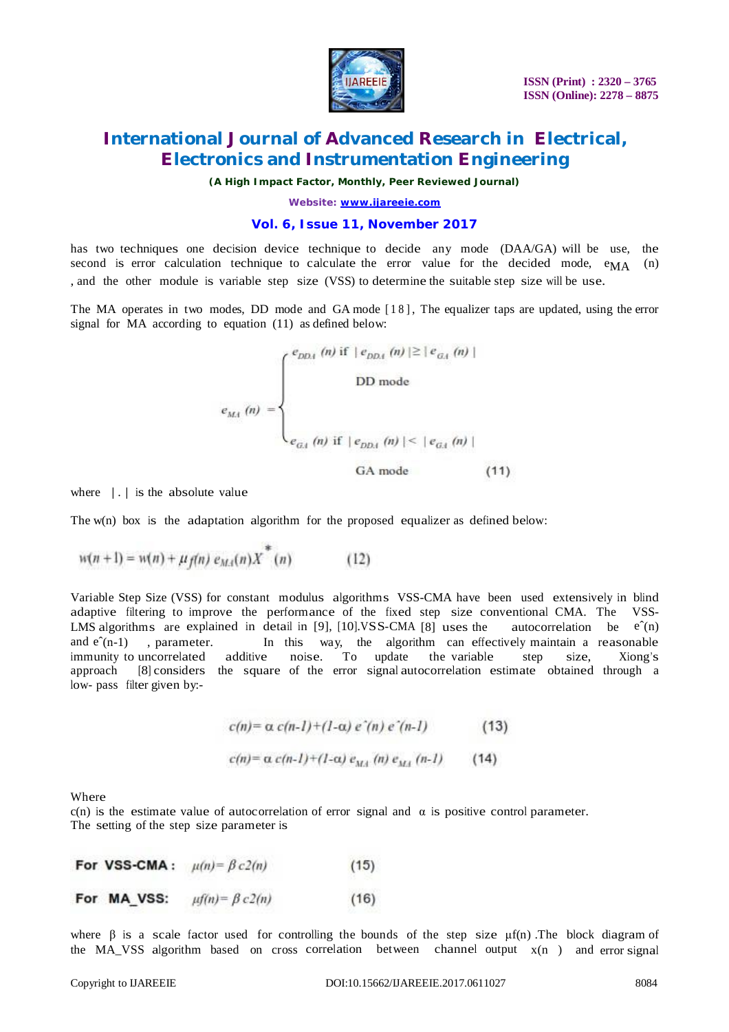has two techniques one decision device technique to decide any mode (DAA/GA) will be use, the second is error calculation technique to calculate the error value for the decided mode, $e_{MA}$ (n) , and the other module is variable step size (VSS) to determine the suitable step size will be use.

The MA operates in two modes, DD mode and GA mode [18], The equalizer taps are updated, using the error signal for MA according to equation (11) as defined below:

$$e_{MA}(n) = \begin{cases} e_{DDA}(n) \text{ if } |e_{DDA}(n)| \geq |e_{GA}(n)| \\ \text{DD mode} \\ e_{GA}(n) \text{ if } |e_{DDA}(n)| < |e_{GA}(n)| \\ \text{GA mode} \end{cases} \quad (11)$$

where |.| is the absolute value

The w(n) box is the adaptation algorithm for the proposed equalizer as defined below:

$$w(n+1) = w(n) + \mu_f(n)\, e_{MA}(n) X^*(n) \quad (12)$$

Variable Step Size (VSS) for constant modulus algorithms VSS-CMA have been used extensively in blind adaptive filtering to improve the performance of the fixed step size conventional CMA. The VSS-LMS algorithms are explained in detail in [9], [10].VSS-CMA [8] uses the autocorrelation be $\hat{e}(n)$ and $\hat{e}(n-1)$ , parameter. In this way, the algorithm can effectively maintain a reasonable immunity to uncorrelated additive noise. To update the variable step size, Xiong's approach [8] considers the square of the error signal autocorrelation estimate obtained through a low- pass filter given by:-

$$c(n) = \alpha\, c(n-1) + (1-\alpha)\, \hat{e}(n)\, \hat{e}(n-1) \quad (13)$$

$$c(n) = \alpha\, c(n-1) + (1-\alpha)\, e_{MA}(n)\, e_{MA}(n-1) \quad (14)$$

Where

c(n) is the estimate value of autocorrelation of error signal and $\alpha$ is positive control parameter.
The setting of the step size parameter is

**For VSS-CMA :** $\mu(n) = \beta\, c2(n)$ (15)

**For MA_VSS:** $\mu f(n) = \beta\, c2(n)$ (16)

where $\beta$ is a scale factor used for controlling the bounds of the step size $\mu f(n)$ .The block diagram of the MA_VSS algorithm based on cross correlation between channel output x(n ) and error signal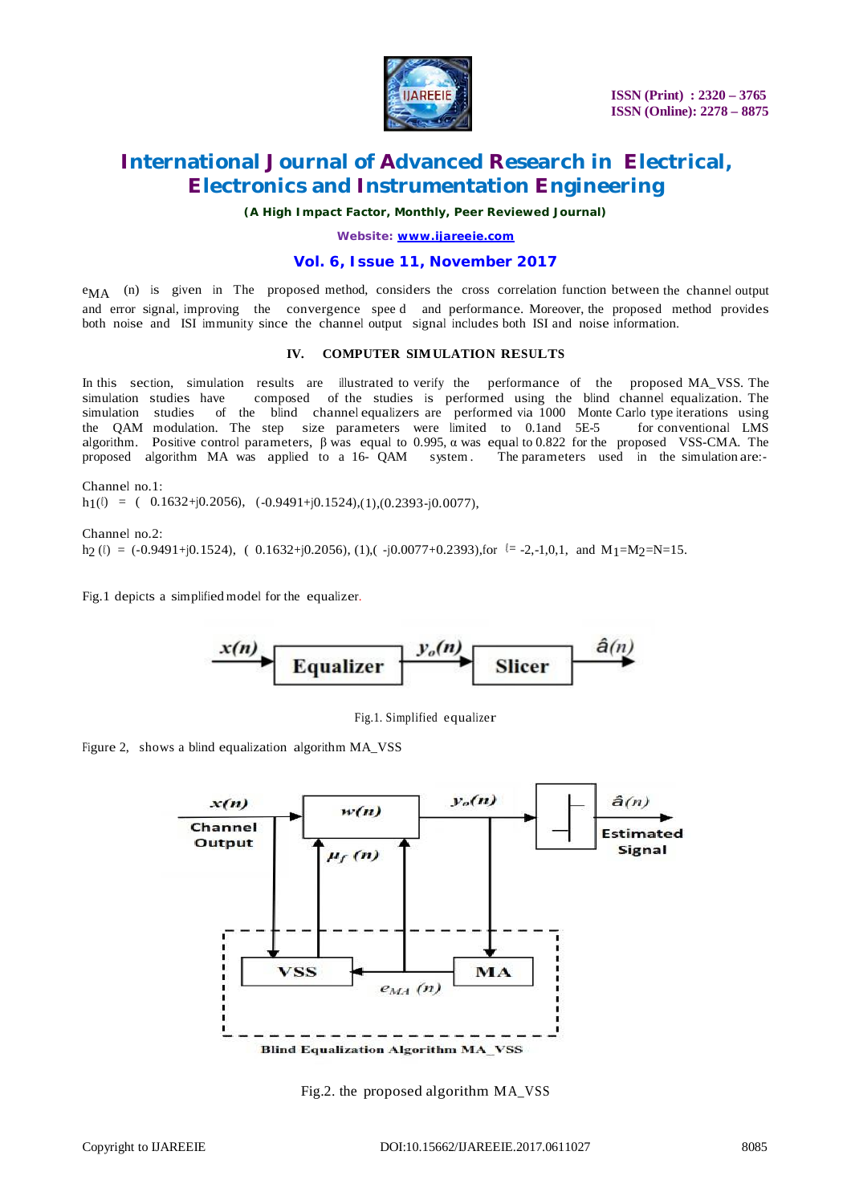$e_{MA}$ (n) is given in The proposed method, considers the cross correlation function between the channel output and error signal, improving the convergence spee d and performance. Moreover, the proposed method provides both noise and ISI immunity since the channel output signal includes both ISI and noise information.

## IV. COMPUTER SIMULATION RESULTS

In this section, simulation results are illustrated to verify the performance of the proposed MA_VSS. The simulation studies have composed of the studies is performed using the blind channel equalization. The simulation studies of the blind channel equalizers are performed via 1000 Monte Carlo type iterations using the QAM modulation. The step size parameters were limited to 0.1and 5E-5 for conventional LMS algorithm. Positive control parameters, β was equal to 0.995, α was equal to 0.822 for the proposed VSS-CMA. The proposed algorithm MA was applied to a 16- QAM system. The parameters used in the simulation are:-

Channel no.1:
$h_1(l)$ = ( 0.1632+j0.2056), (-0.9491+j0.1524),(1),(0.2393-j0.0077),

Channel no.2:
$h_2(l)$ = (-0.9491+j0.1524), ( 0.1632+j0.2056), (1),( -j0.0077+0.2393),for $l$= -2,-1,0,1, and $M_1$=$M_2$=N=15.

Fig.1 depicts a simplified model for the equalizer.

$x(n)$ → Equalizer → $y_o(n)$ → Slicer → $\hat{a}(n)$

Fig.1. Simplified equalizer

Figure 2, shows a blind equalization algorithm MA_VSS

$x(n)$ Channel Output | $w(n)$ | $y_o(n)$ | $\hat{a}(n)$ Estimated Signal | $\mu_f(n)$ | VSS | MA | $e_{MA}(n)$ | Blind Equalization Algorithm MA_VSS

Fig.2. the proposed algorithm MA_VSS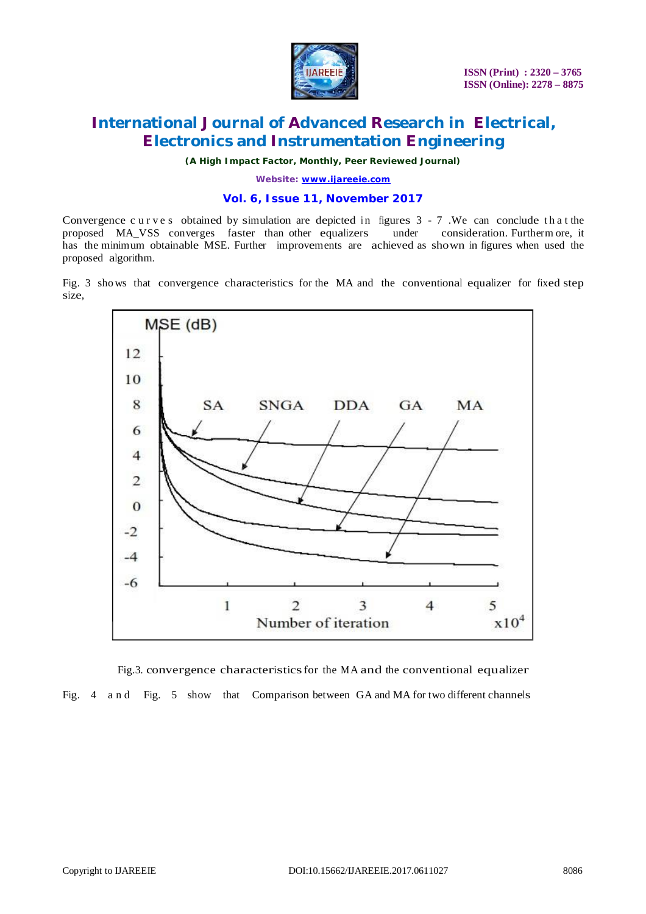Convergence curves obtained by simulation are depicted in figures 3 - 7 .We can conclude that the proposed MA_VSS converges faster than other equalizers under consideration. Furthermore, it has the minimum obtainable MSE. Further improvements are achieved as shown in figures when used the proposed algorithm.

Fig. 3 shows that convergence characteristics for the MA and the conventional equalizer for fixed step size,

Fig.3. convergence characteristics for the MA and the conventional equalizer

Fig. 4 and Fig. 5 show that Comparison between GA and MA for two different channels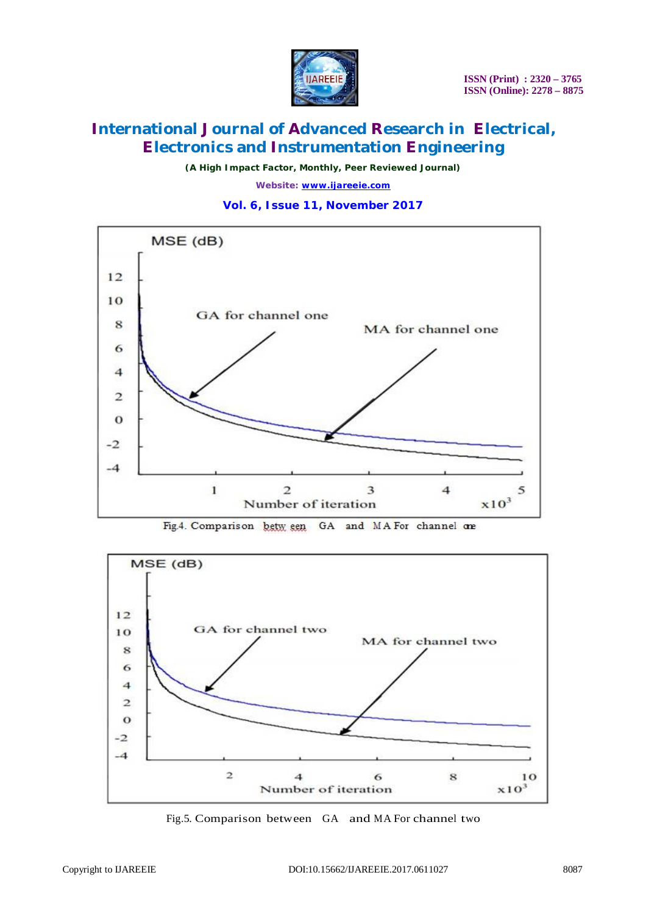Fig.4. Comparison between GA and MA For channel one

Fig.5. Comparison between GA and MA For channel two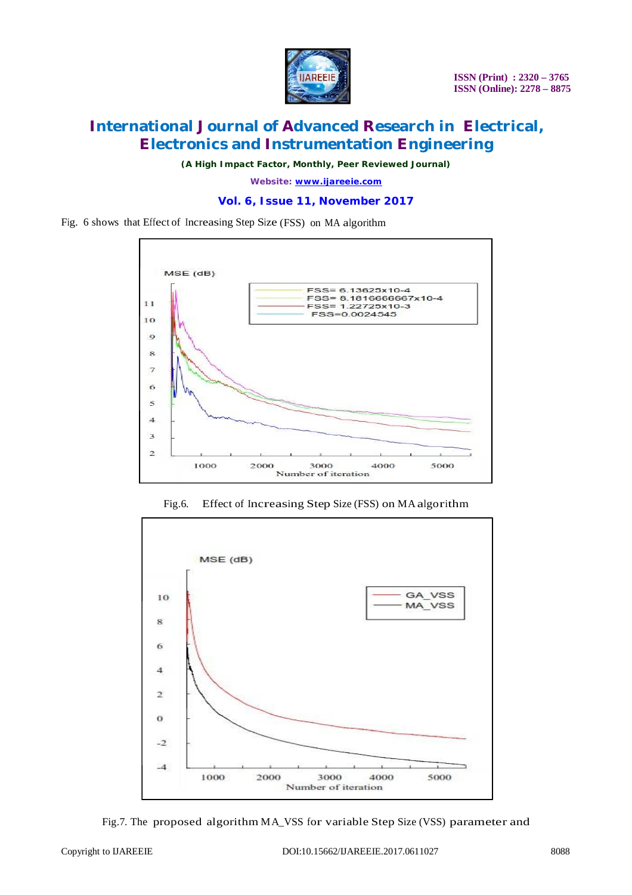Fig. 6 shows that Effect of Increasing Step Size (FSS) on MA algorithm

Fig.6. Effect of Increasing Step Size (FSS) on MA algorithm

Fig.7. The proposed algorithm MA_VSS for variable Step Size (VSS) parameter and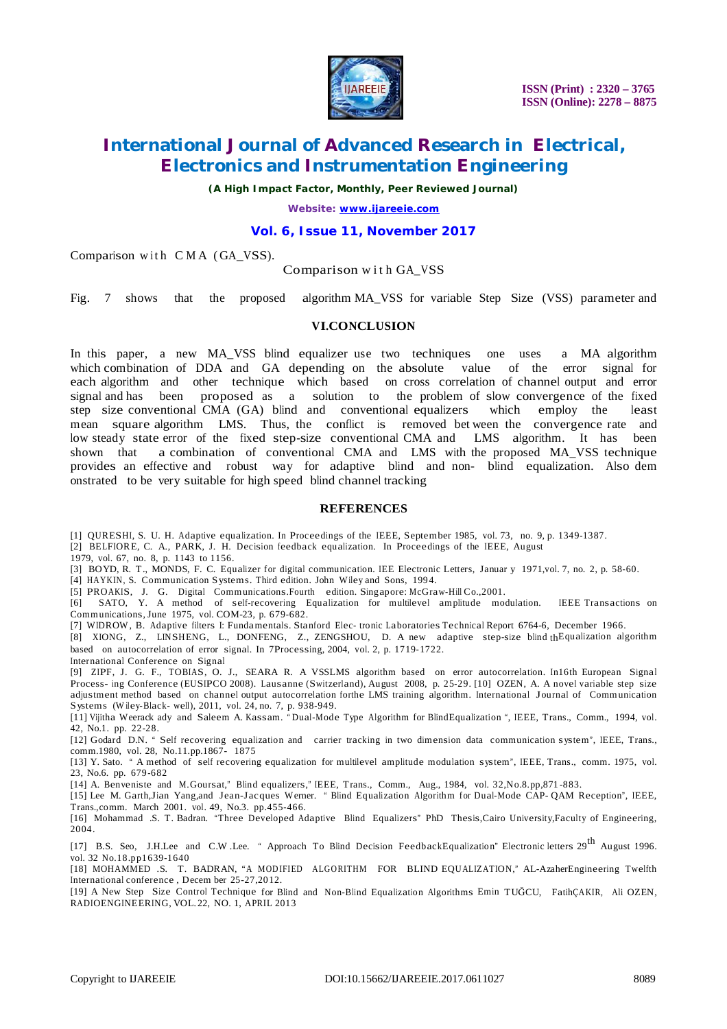Comparison with CMA (GA_VSS).

Comparison with GA_VSS

Fig. 7 shows that the proposed algorithm MA_VSS for variable Step Size (VSS) parameter and

## VI.CONCLUSION

In this paper, a new MA_VSS blind equalizer use two techniques one uses a MA algorithm which combination of DDA and GA depending on the absolute value of the error signal for each algorithm and other technique which based on cross correlation of channel output and error signal and has been proposed as a solution to the problem of slow convergence of the fixed step size conventional CMA (GA) blind and conventional equalizers which employ the least mean square algorithm LMS. Thus, the conflict is removed between the convergence rate and low steady state error of the fixed step-size conventional CMA and LMS algorithm. It has been shown that a combination of conventional CMA and LMS with the proposed MA_VSS technique provides an effective and robust way for adaptive blind and non- blind equalization. Also dem onstrated to be very suitable for high speed blind channel tracking

## REFERENCES

[1] QURESHI, S. U. H. Adaptive equalization. In Proceedings of the IEEE, September 1985, vol. 73, no. 9, p. 1349-1387.
[2] BELFIORE, C. A., PARK, J. H. Decision feedback equalization. In Proceedings of the IEEE, August 1979, vol. 67, no. 8, p. 1143 to 1156.
[3] BOYD, R. T., MONDS, F. C. Equalizer for digital communication. IEE Electronic Letters, Januar y 1971,vol. 7, no. 2, p. 58-60.
[4] HAYKIN, S. Communication Systems. Third edition. John Wiley and Sons, 1994.
[5] PROAKIS, J. G. Digital Communications.Fourth edition. Singapore: McGraw-Hill Co.,2001.
[6] SATO, Y. A method of self-recovering Equalization for multilevel amplitude modulation. IEEE Transactions on Communications, June 1975, vol. COM-23, p. 679-682.
[7] WIDROW, B. Adaptive filters I: Fundamentals. Stanford Elec- tronic Laboratories Technical Report 6764-6, December 1966.
[8] XIONG, Z., LINSHENG, L., DONFENG, Z., ZENGSHOU, D. A new adaptive step-size blind thEqualization algorithm based on autocorrelation of error signal. In 7Processing, 2004, vol. 2, p. 1719-1722.
International Conference on Signal
[9] ZIPF, J. G. F., TOBIAS, O. J., SEARA R. A VSSLMS algorithm based on error autocorrelation. In16th European Signal Process- ing Conference (EUSIPCO 2008). Lausanne (Switzerland), August 2008, p. 25-29. [10] OZEN, A. A novel variable step size adjustment method based on channel output autocorrelation forthe LMS training algorithm. International Journal of Communication Systems (Wiley-Black- well), 2011, vol. 24, no. 7, p. 938-949.
[11] Vijitha Weerack ady and Saleem A. Kassam. "Dual-Mode Type Algorithm for BlindEqualization ", IEEE, Trans., Comm., 1994, vol. 42, No.1. pp. 22-28.
[12] Godard D.N. " Self recovering equalization and carrier tracking in two dimension data communication system", IEEE, Trans., comm.1980, vol. 28, No.11.pp.1867- 1875
[13] Y. Sato. " A method of self recovering equalization for multilevel amplitude modulation system", IEEE, Trans., comm. 1975, vol. 23, No.6. pp. 679-682
[14] A. Benveniste and M.Goursat," Blind equalizers," IEEE, Trans., Comm., Aug., 1984, vol. 32,No.8.pp,871-883.
[15] Lee M. Garth,Jian Yang,and Jean-Jacques Werner. " Blind Equalization Algorithm for Dual-Mode CAP- QAM Reception", IEEE, Trans.,comm. March 2001. vol. 49, No.3. pp.455-466.
[16] Mohammad .S. T. Badran. "Three Developed Adaptive Blind Equalizers" PhD Thesis,Cairo University,Faculty of Engineering, 2004.
[17] B.S. Seo, J.H.Lee and C.W .Lee. " Approach To Blind Decision FeedbackEqualization" Electronic letters 29th August 1996. vol. 32 No.18.pp1639-1640
[18] MOHAMMED .S. T. BADRAN, "A MODIFIED ALGORITHM FOR BLIND EQUALIZATION," AL-AzaherEngineering Twelfth International conference , Decem ber 25-27,2012.
[19] A New Step Size Control Technique for Blind and Non-Blind Equalization Algorithms Emin TUĞCU, FatihÇAKIR, Ali OZEN, RADIOENGINEERING, VOL. 22, NO. 1, APRIL 2013